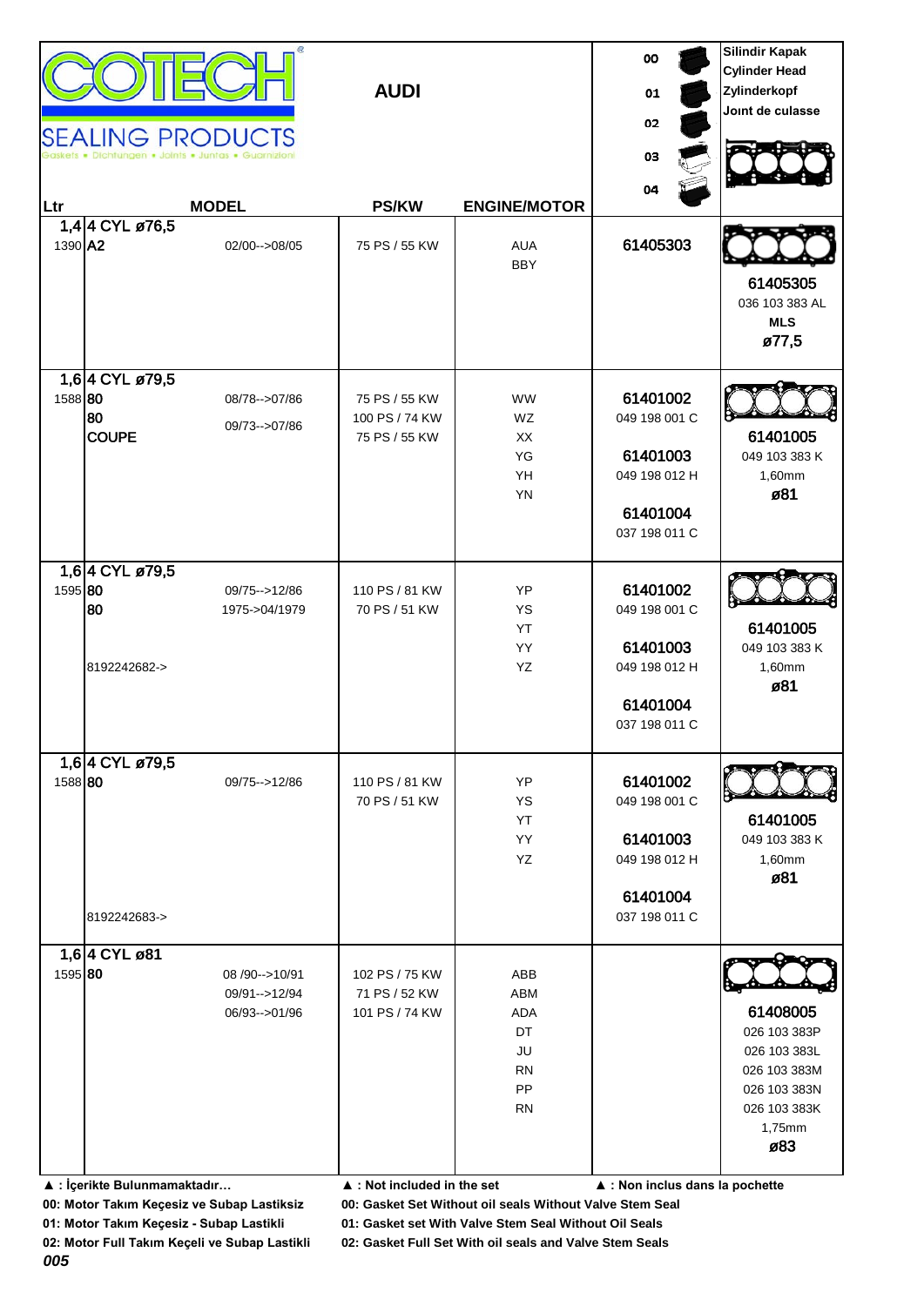# COTECH SEALING PRODUCTS

Gaskets • Dichtungen • Joints • Juntas • Guarnizioni

## AUDI

00, 01, 02, 03, 04

Silindir Kapak / Cylinder Head / Zylinderkopf / Joint de culasse

| Ltr | MODEL | | PS/KW | ENGINE/MOTOR | 00 01 02 03 04 | Silindir Kapak / Cylinder Head / Zylinderkopf / Joint de culasse |
|---|---|---|---|---|---|---|
| 1,4 | **4 CYL ø76,5** | | | | | |
| 1390 | **A2** | 02/00-->08/05 | 75 PS / 55 KW | AUA<br>BBY | **61405303** | **61405305**<br>036 103 383 AL<br>**MLS**<br>**ø77,5** |
| 1,6 | **4 CYL ø79,5** | | | | | |
| 1588 | **80**<br>**80**<br>**COUPE** | 08/78-->07/86<br>09/73-->07/86 | 75 PS / 55 KW<br>100 PS / 74 KW<br>75 PS / 55 KW | WW<br>WZ<br>XX<br>YG<br>YH<br>YN | **61401002**<br>049 198 001 C<br>**61401003**<br>049 198 012 H<br>**61401004**<br>037 198 011 C | **61401005**<br>049 103 383 K<br>1,60mm<br>**ø81** |
| 1,6 | **4 CYL ø79,5** | | | | | |
| 1595 | **80**<br>**80**<br>8192242682-> | 09/75-->12/86<br>1975->04/1979 | 110 PS / 81 KW<br>70 PS / 51 KW | YP<br>YS<br>YT<br>YY<br>YZ | **61401002**<br>049 198 001 C<br>**61401003**<br>049 198 012 H<br>**61401004**<br>037 198 011 C | **61401005**<br>049 103 383 K<br>1,60mm<br>**ø81** |
| 1,6 | **4 CYL ø79,5** | | | | | |
| 1588 | **80**<br>8192242683-> | 09/75-->12/86 | 110 PS / 81 KW<br>70 PS / 51 KW | YP<br>YS<br>YT<br>YY<br>YZ | **61401002**<br>049 198 001 C<br>**61401003**<br>049 198 012 H<br>**61401004**<br>037 198 011 C | **61401005**<br>049 103 383 K<br>1,60mm<br>**ø81** |
| 1,6 | **4 CYL ø81** | | | | | |
| 1595 | **80** | 08 /90-->10/91<br>09/91-->12/94<br>06/93-->01/96 | 102 PS / 75 KW<br>71 PS / 52 KW<br>101 PS / 74 KW | ABB<br>ABM<br>ADA<br>DT<br>JU<br>RN<br>PP<br>RN | | **61408005**<br>026 103 383P<br>026 103 383L<br>026 103 383M<br>026 103 383N<br>026 103 383K<br>1,75mm<br>**ø83** |

**▲ : İçerikte Bulunmamaktadır…** **▲ : Not included in the set** **▲ : Non inclus dans la pochette**

**00: Motor Takım Keçesiz ve Subap Lastiksiz** **00: Gasket Set Without oil seals Without Valve Stem Seal**

**01: Motor Takım Keçesiz - Subap Lastikli** **01: Gasket set With Valve Stem Seal Without Oil Seals**

**02: Motor Full Takım Keçeli ve Subap Lastikli** **02: Gasket Full Set With oil seals and Valve Stem Seals**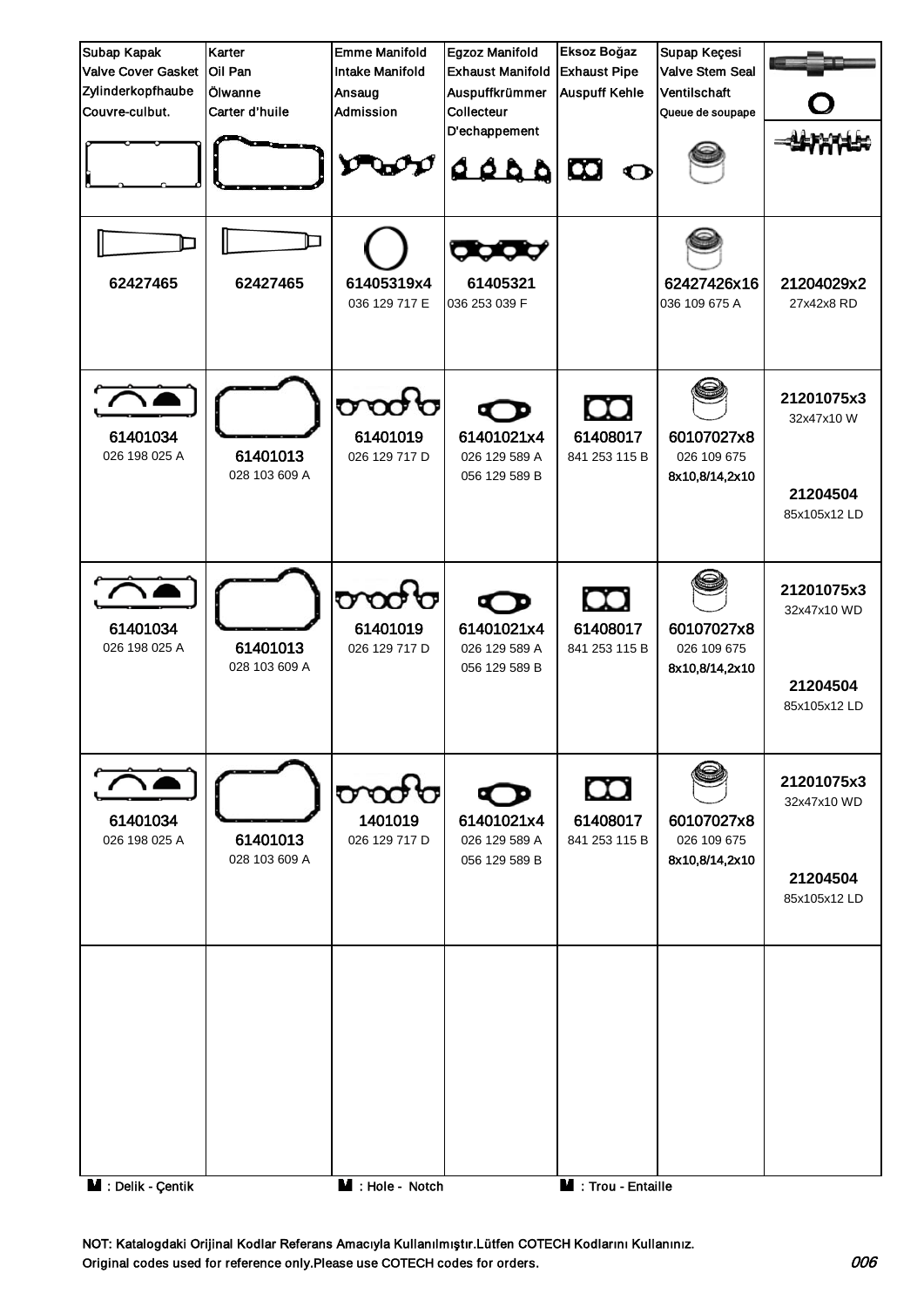| Subap Kapak<br>Valve Cover Gasket<br>Zylinderkopfhaube<br>Couvre-culbut. | Karter<br>Oil Pan<br>Ölwanne<br>Carter d'huile | Emme Manifold<br>Intake Manifold<br>Ansaug<br>Admission | Egzoz Manifold<br>Exhaust Manifold<br>Auspuffkrümmer<br>Collecteur<br>D'echappement | Eksoz Boğaz<br>Exhaust Pipe<br>Auspuff Kehle | Supap Keçesi<br>Valve Stem Seal<br>Ventilschaft<br>Queue de soupape | |
|---|---|---|---|---|---|---|
| 62427465 | 62427465 | 61405319x4<br>036 129 717 E | 61405321<br>036 253 039 F | | 62427426x16<br>036 109 675 A | 21204029x2<br>27x42x8 RD |
| 61401034<br>026 198 025 A | 61401013<br>028 103 609 A | 61401019<br>026 129 717 D | 61401021x4<br>026 129 589 A<br>056 129 589 B | 61408017<br>841 253 115 B | 60107027x8<br>026 109 675<br>8x10,8/14,2x10 | 21201075x3<br>32x47x10 W<br>21204504<br>85x105x12 LD |
| 61401034<br>026 198 025 A | 61401013<br>028 103 609 A | 61401019<br>026 129 717 D | 61401021x4<br>026 129 589 A<br>056 129 589 B | 61408017<br>841 253 115 B | 60107027x8<br>026 109 675<br>8x10,8/14,2x10 | 21201075x3<br>32x47x10 WD<br>21204504<br>85x105x12 LD |
| 61401034<br>026 198 025 A | 61401013<br>028 103 609 A | 1401019<br>026 129 717 D | 61401021x4<br>026 129 589 A<br>056 129 589 B | 61408017<br>841 253 115 B | 60107027x8<br>026 109 675<br>8x10,8/14,2x10 | 21201075x3<br>32x47x10 WD<br>21204504<br>85x105x12 LD |
| | | | | | | |

: Delik - Çentik : Hole - Notch : Trou - Entaille

NOT: Katalogdaki Orijinal Kodlar Referans Amacıyla Kullanılmıştır.Lütfen COTECH Kodlarını Kullanınız.
Original codes used for reference only.Please use COTECH codes for orders.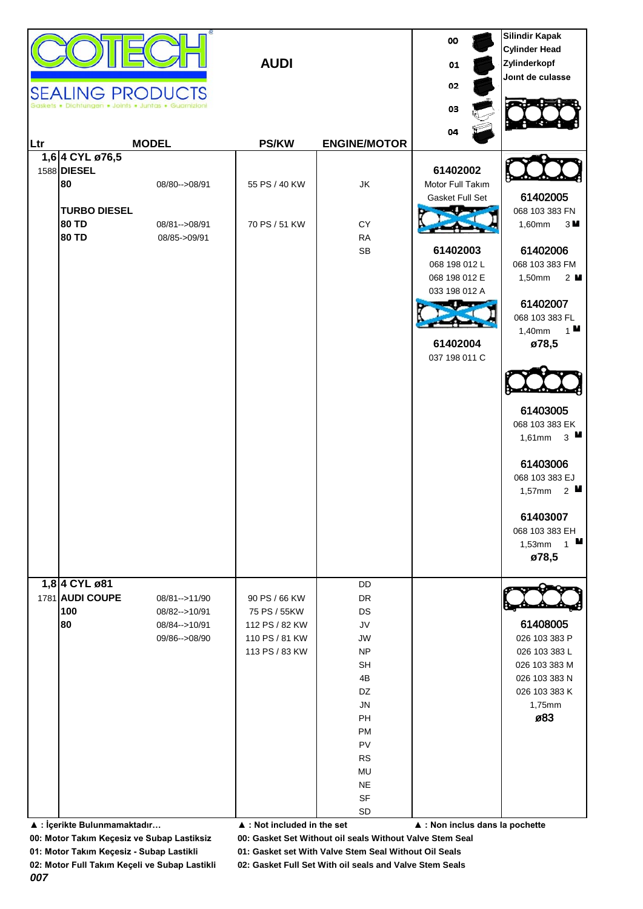# COTECH SEALING PRODUCTS

Gaskets • Dichtungen • Joints • Juntas • Guarnizioni

## AUDI

00 / 01 / 02 / 03 / 04

**Silindir Kapak**
**Cylinder Head**
**Zylinderkopf**
**Joınt de culasse**

| Ltr | MODEL | | PS/KW | ENGINE/MOTOR | | |
|---|---|---|---|---|---|---|
| 1,6 | **4 CYL ø76,5** | | | | | |
| 1588 | **DIESEL** | | | | 61402002 | |
| | **80** | 08/80-->08/91 | 55 PS / 40 KW | JK | Motor Full Takım | |
| | | | | | Gasket Full Set | 61402005 |
| | **TURBO DIESEL** | | | | | 068 103 383 FN |
| | **80 TD** | 08/81-->08/91 | 70 PS / 51 KW | CY | | 1,60mm 3 ▲ |
| | **80 TD** | 08/85->09/91 | | RA | | |
| | | | | SB | 61402003 | 61402006 |
| | | | | | 068 198 012 L | 068 103 383 FM |
| | | | | | 068 198 012 E | 1,50mm 2 ▲ |
| | | | | | 033 198 012 A | |
| | | | | | | 61402007 |
| | | | | | | 068 103 383 FL |
| | | | | | | 1,40mm 1 ▲ |
| | | | | | 61402004 | ø78,5 |
| | | | | | 037 198 011 C | |
| | | | | | | 61403005 |
| | | | | | | 068 103 383 EK |
| | | | | | | 1,61mm 3 ▲ |
| | | | | | | 61403006 |
| | | | | | | 068 103 383 EJ |
| | | | | | | 1,57mm 2 ▲ |
| | | | | | | 61403007 |
| | | | | | | 068 103 383 EH |
| | | | | | | 1,53mm 1 ▲ |
| | | | | | | ø78,5 |
| 1,8 | **4 CYL ø81** | | | DD | | |
| 1781 | **AUDI COUPE** | 08/81-->11/90 | 90 PS / 66 KW | DR | | |
| | **100** | 08/82-->10/91 | 75 PS / 55KW | DS | | |
| | **80** | 08/84-->10/91 | 112 PS / 82 KW | JV | | 61408005 |
| | | 09/86-->08/90 | 110 PS / 81 KW | JW | | 026 103 383 P |
| | | | 113 PS / 83 KW | NP | | 026 103 383 L |
| | | | | SH | | 026 103 383 M |
| | | | | 4B | | 026 103 383 N |
| | | | | DZ | | 026 103 383 K |
| | | | | JN | | 1,75mm |
| | | | | PH | | ø83 |
| | | | | PM | | |
| | | | | PV | | |
| | | | | RS | | |
| | | | | MU | | |
| | | | | NE | | |
| | | | | SF | | |
| | | | | SD | | |

**▲ : İçerikte Bulunmamaktadır…** **▲ : Not included in the set** **▲ : Non inclus dans la pochette**

**00: Motor Takım Keçesiz ve Subap Lastiksiz** **00: Gasket Set Without oil seals Without Valve Stem Seal**

**01: Motor Takım Keçesiz - Subap Lastikli** **01: Gasket set With Valve Stem Seal Without Oil Seals**

**02: Motor Full Takım Keçeli ve Subap Lastikli** **02: Gasket Full Set With oil seals and Valve Stem Seals**

*007*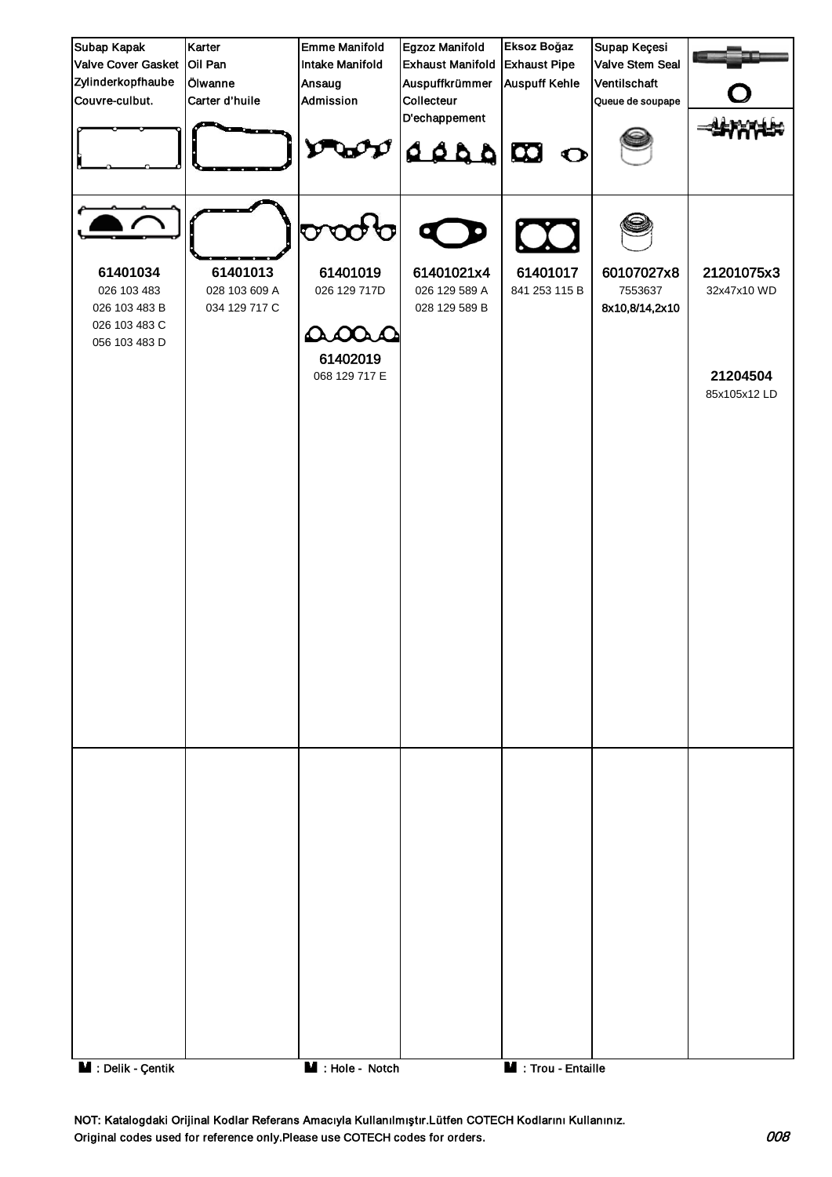| Subap Kapak<br>Valve Cover Gasket<br>Zylinderkopfhaube<br>Couvre-culbut. | Karter<br>Oil Pan<br>Ölwanne<br>Carter d'huile | Emme Manifold<br>Intake Manifold<br>Ansaug<br>Admission | Egzoz Manifold<br>Exhaust Manifold<br>Auspuffkrümmer<br>Collecteur<br>D'echappement | Eksoz Boğaz<br>Exhaust Pipe<br>Auspuff Kehle | Supap Keçesi<br>Valve Stem Seal<br>Ventilschaft<br>Queue de soupape | |
|---|---|---|---|---|---|---|
| **61401034**<br>026 103 483<br>026 103 483 B<br>026 103 483 C<br>056 103 483 D | **61401013**<br>028 103 609 A<br>034 129 717 C | **61401019**<br>026 129 717D<br><br>**61402019**<br>068 129 717 E | **61401021x4**<br>026 129 589 A<br>028 129 589 B | **61401017**<br>841 253 115 B | **60107027x8**<br>7553637<br>8x10,8/14,2x10 | **21201075x3**<br>32x47x10 WD<br><br>**21204504**<br>85x105x12 LD |
| | | | | | | |

**M** : Delik - Çentik **M** : Hole - Notch **M** : Trou - Entaille

NOT: Katalogdaki Orijinal Kodlar Referans Amacıyla Kullanılmıştır.Lütfen COTECH Kodlarını Kullanınız.
Original codes used for reference only.Please use COTECH codes for orders.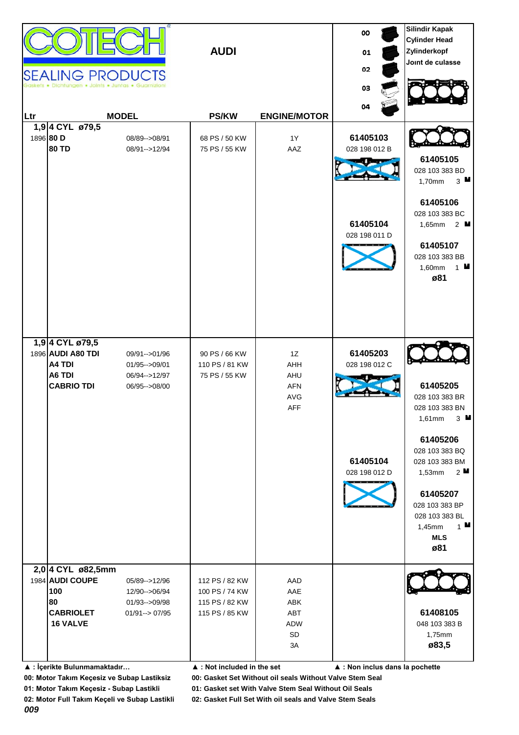# COTECH SEALING PRODUCTS

Gaskets • Dichtungen • Joints • Juntas • Guarnizioni

## AUDI

| Code | Description |
|---|---|
| 00 | |
| 01 | |
| 02 | |
| 03 | |
| 04 | |

Silindir Kapak
Cylinder Head
Zylinderkopf
Joınt de culasse

| Ltr | MODEL | | PS/KW | ENGINE/MOTOR | | |
|---|---|---|---|---|---|---|
| 1,9 | **4 CYL ø79,5** | | | | | |
| 1896 | **80 D** | 08/89-->08/91 | 68 PS / 50 KW | 1Y | **61405103**<br>028 198 012 B | **61405105**<br>028 103 383 BD<br>1,70mm 3 |
| | **80 TD** | 08/91-->12/94 | 75 PS / 55 KW | AAZ | **61405104**<br>028 198 011 D | **61405106**<br>028 103 383 BC<br>1,65mm 2 |
| | | | | | | **61405107**<br>028 103 383 BB<br>1,60mm 1<br>**ø81** |
| 1,9 | **4 CYL ø79,5** | | | | | |
| 1896 | **AUDI A80 TDI** | 09/91-->01/96 | 90 PS / 66 KW | 1Z | **61405203**<br>028 198 012 C | **61405205**<br>028 103 383 BR<br>028 103 383 BN<br>1,61mm 3 |
| | **A4 TDI** | 01/95-->09/01 | 110 PS / 81 KW | AHH | **61405104**<br>028 198 012 D | **61405206**<br>028 103 383 BQ<br>028 103 383 BM<br>1,53mm 2 |
| | **A6 TDI** | 06/94-->12/97 | 75 PS / 55 KW | AHU | | **61405207**<br>028 103 383 BP<br>028 103 383 BL<br>1,45mm 1<br>**MLS**<br>**ø81** |
| | **CABRIO TDI** | 06/95-->08/00 | | AFN | | |
| | | | | AVG | | |
| | | | | AFF | | |
| 2,0 | **4 CYL ø82,5mm** | | | | | |
| 1984 | **AUDI COUPE** | 05/89-->12/96 | 112 PS / 82 KW | AAD | | **61408105**<br>048 103 383 B<br>1,75mm<br>**ø83,5** |
| | **100** | 12/90-->06/94 | 100 PS / 74 KW | AAE | | |
| | **80** | 01/93-->09/98 | 115 PS / 82 KW | ABK | | |
| | **CABRIOLET** | 01/91--> 07/95 | 115 PS / 85 KW | ABT | | |
| | **16 VALVE** | | | ADW | | |
| | | | | SD | | |
| | | | | 3A | | |

**▲ : İçerikte Bulunmamaktadır…** **▲ : Not included in the set** **▲ : Non inclus dans la pochette**

**00: Motor Takım Keçesiz ve Subap Lastiksiz** — **00: Gasket Set Without oil seals Without Valve Stem Seal**

**01: Motor Takım Keçesiz - Subap Lastikli** — **01: Gasket set With Valve Stem Seal Without Oil Seals**

**02: Motor Full Takım Keçeli ve Subap Lastikli** — **02: Gasket Full Set With oil seals and Valve Stem Seals**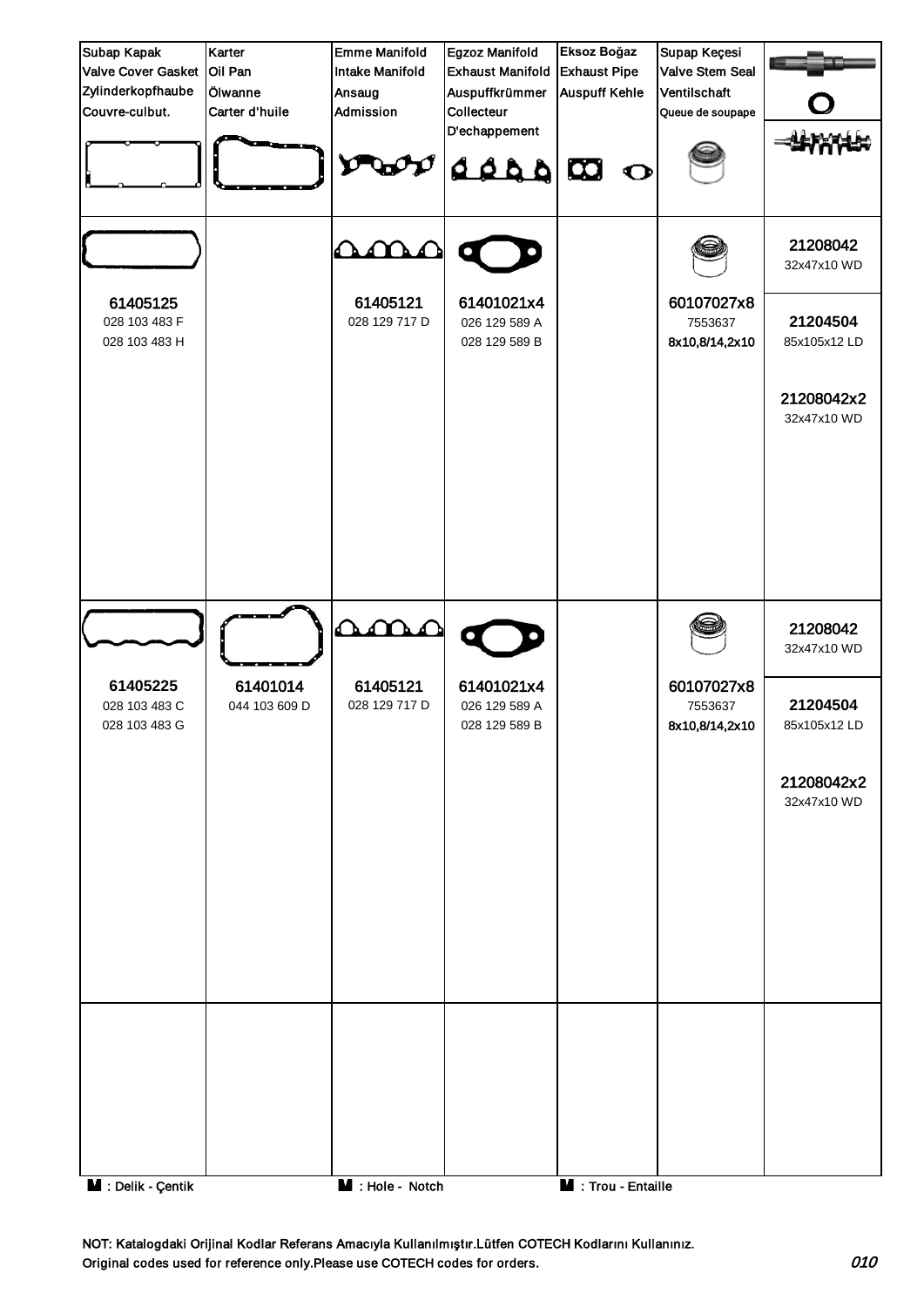| Subap Kapak Valve Cover Gasket Zylinderkopfhaube Couvre-culbut. | Karter Oil Pan Ölwanne Carter d'huile | Emme Manifold Intake Manifold Ansaug Admission | Egzoz Manifold Exhaust Manifold Auspuffkrümmer Collecteur D'echappement | Eksoz Boğaz Exhaust Pipe Auspuff Kehle | Supap Keçesi Valve Stem Seal Ventilschaft Queue de soupape | |
|---|---|---|---|---|---|---|
| 61405125 028 103 483 F 028 103 483 H | | 61405121 028 129 717 D | 61401021x4 026 129 589 A 028 129 589 B | | 60107027x8 7553637 8x10,8/14,2x10 | 21208042 32x47x10 WD 21204504 85x105x12 LD 21208042x2 32x47x10 WD |
| 61405225 028 103 483 C 028 103 483 G | 61401014 044 103 609 D | 61405121 028 129 717 D | 61401021x4 026 129 589 A 028 129 589 B | | 60107027x8 7553637 8x10,8/14,2x10 | 21208042 32x47x10 WD 21204504 85x105x12 LD 21208042x2 32x47x10 WD |
| | | | | | | |

: Delik - Çentik : Hole - Notch : Trou - Entaille

NOT: Katalogdaki Orijinal Kodlar Referans Amacıyla Kullanılmıştır.Lütfen COTECH Kodlarını Kullanınız.
Original codes used for reference only.Please use COTECH codes for orders.